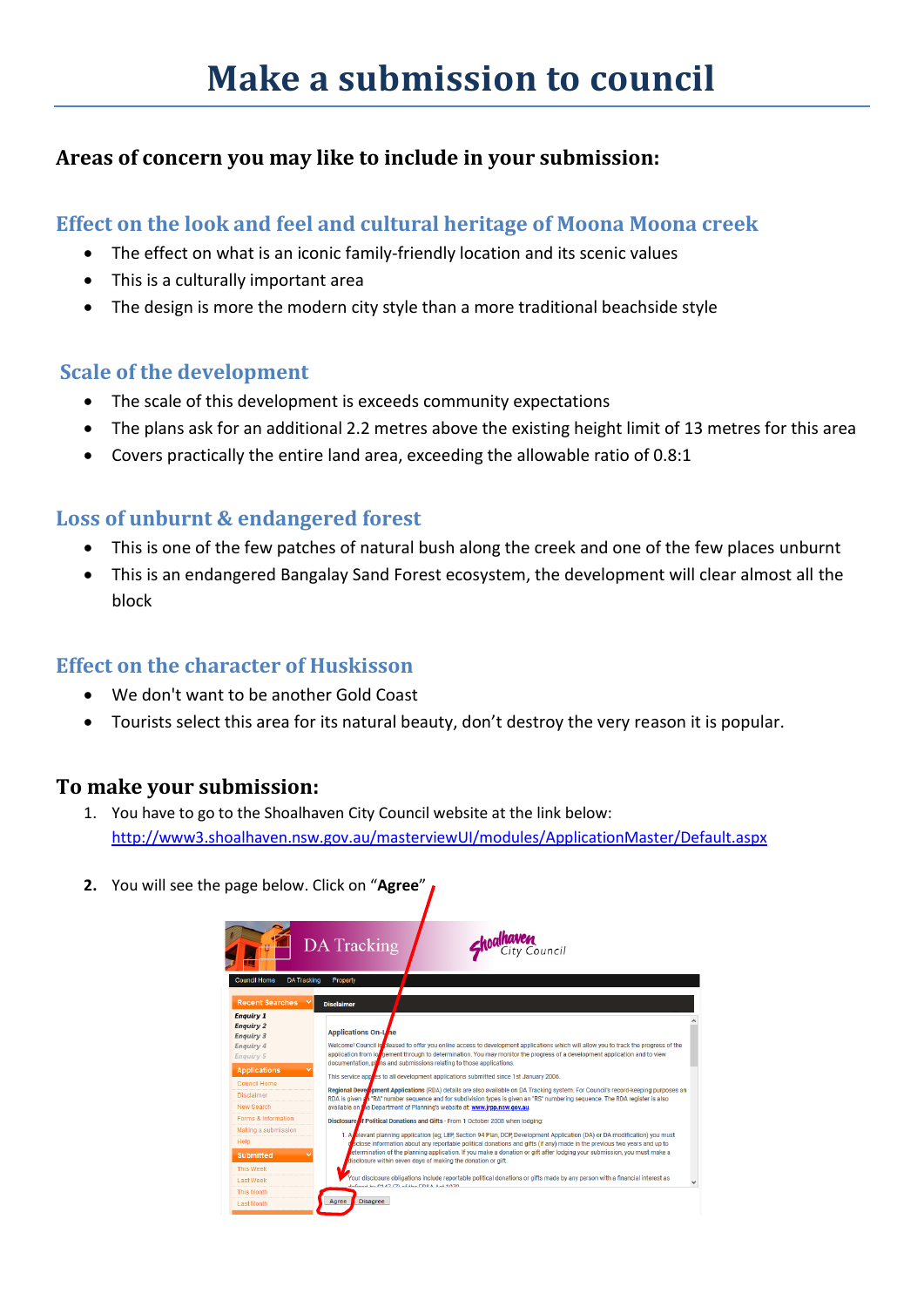# Make a submission to council

## Areas of concern you may like to include in your submission:

### Effect on the look and feel and cultural heritage of Moona Moona creek

- The effect on what is an iconic family-friendly location and its scenic values
- This is a culturally important area
- The design is more the modern city style than a more traditional beachside style

### Scale of the development

- The scale of this development is exceeds community expectations
- The plans ask for an additional 2.2 metres above the existing height limit of 13 metres for this area
- Covers practically the entire land area, exceeding the allowable ratio of 0.8:1

### Loss of unburnt & endangered forest

- This is one of the few patches of natural bush along the creek and one of the few places unburnt
- This is an endangered Bangalay Sand Forest ecosystem, the development will clear almost all the block

### Effect on the character of Huskisson

- We don't want to be another Gold Coast
- Tourists select this area for its natural beauty, don't destroy the very reason it is popular.

## To make your submission:

1. You have to go to the Shoalhaven City Council website at the link below: http://www3.shoalhaven.nsw.gov.au/masterviewUI/modules/ApplicationMaster/Default.aspx

2. You will see the page below. Click on "**Agree**"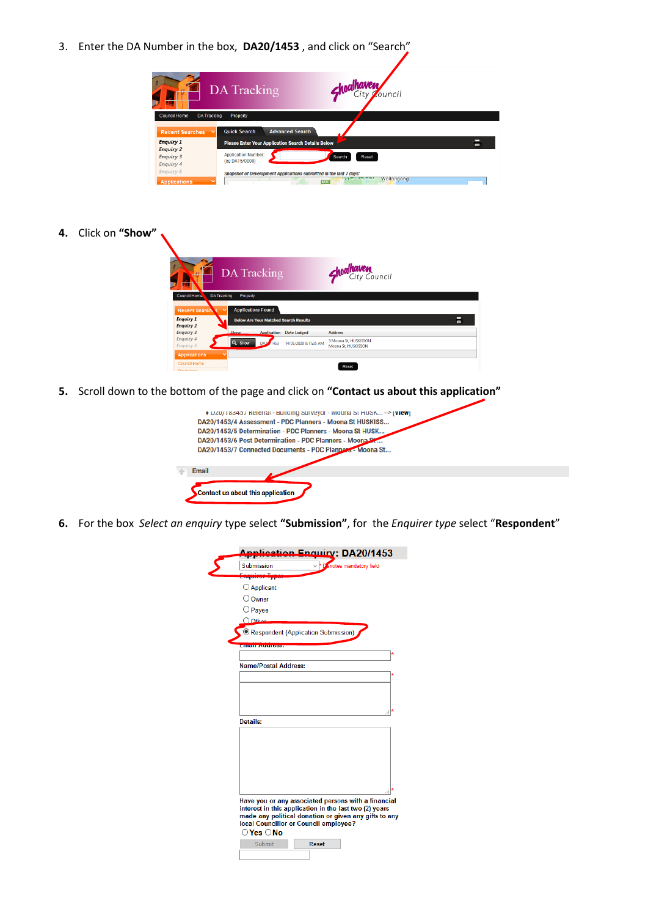3. Enter the DA Number in the box, **DA20/1453**, and click on "Search"

4. Click on **"Show"**

5. Scroll down to the bottom of the page and click on **"Contact us about this application"**

6. For the box *Select an enquiry* type select **"Submission"**, for the *Enquirer type* select "**Respondent**"